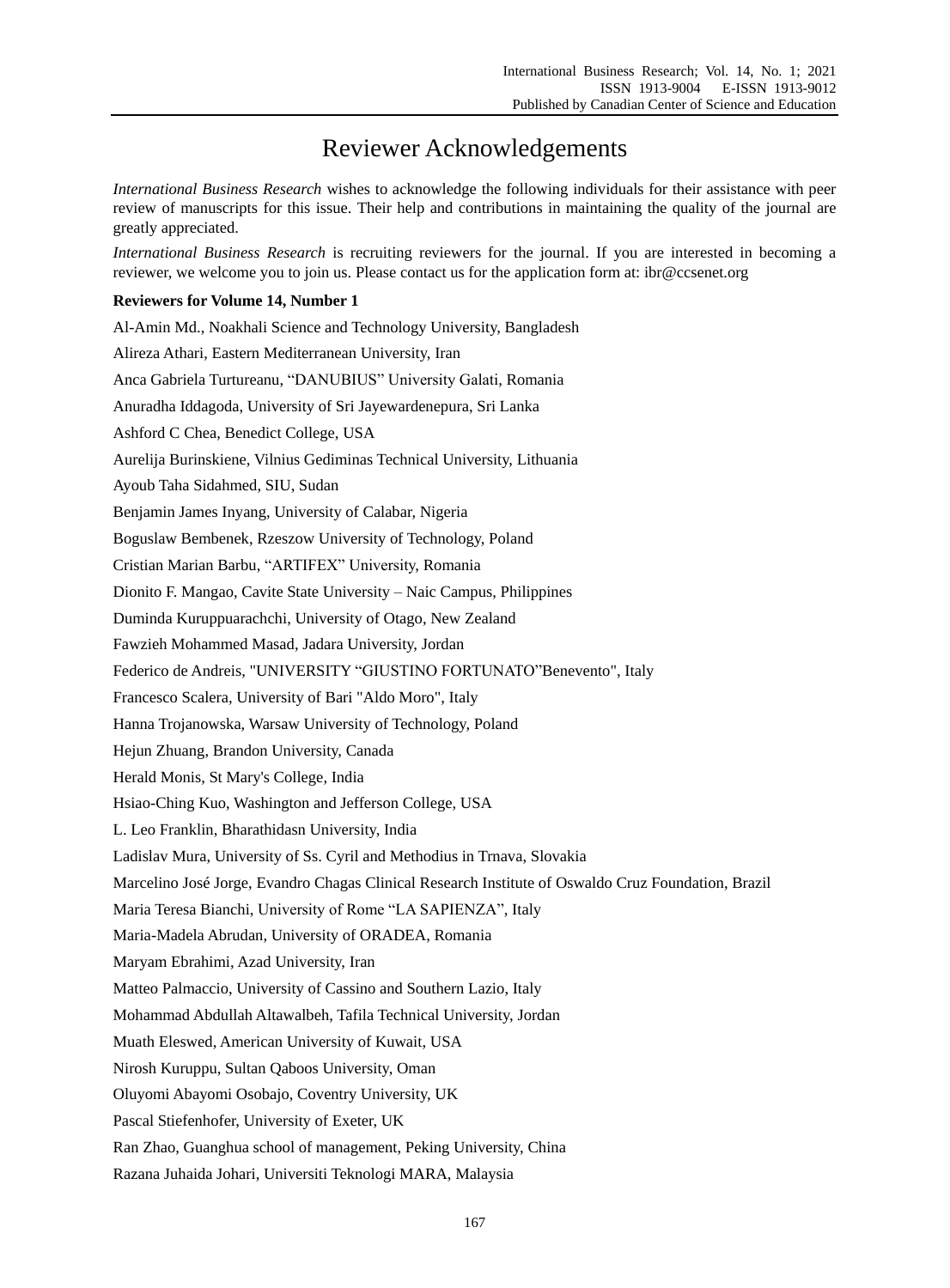# Reviewer Acknowledgements

*International Business Research* wishes to acknowledge the following individuals for their assistance with peer review of manuscripts for this issue. Their help and contributions in maintaining the quality of the journal are greatly appreciated.

*International Business Research* is recruiting reviewers for the journal. If you are interested in becoming a reviewer, we welcome you to join us. Please contact us for the application form at: ibr@ccsenet.org

**Reviewers for Volume 14, Number 1**

Al-Amin Md., Noakhali Science and Technology University, Bangladesh

Alireza Athari, Eastern Mediterranean University, Iran

Anca Gabriela Turtureanu, “DANUBIUS” University Galati, Romania

Anuradha Iddagoda, University of Sri Jayewardenepura, Sri Lanka

Ashford C Chea, Benedict College, USA

Aurelija Burinskiene, Vilnius Gediminas Technical University, Lithuania

Ayoub Taha Sidahmed, SIU, Sudan

Benjamin James Inyang, University of Calabar, Nigeria

Boguslaw Bembenek, Rzeszow University of Technology, Poland

Cristian Marian Barbu, “ARTIFEX” University, Romania

Dionito F. Mangao, Cavite State University – Naic Campus, Philippines

Duminda Kuruppuarachchi, University of Otago, New Zealand

Fawzieh Mohammed Masad, Jadara University, Jordan

Federico de Andreis, "UNIVERSITY “GIUSTINO FORTUNATO”Benevento", Italy

Francesco Scalera, University of Bari "Aldo Moro", Italy

Hanna Trojanowska, Warsaw University of Technology, Poland

Hejun Zhuang, Brandon University, Canada

Herald Monis, St Mary's College, India

Hsiao-Ching Kuo, Washington and Jefferson College, USA

L. Leo Franklin, Bharathidasn University, India

Ladislav Mura, University of Ss. Cyril and Methodius in Trnava, Slovakia

Marcelino José Jorge, Evandro Chagas Clinical Research Institute of Oswaldo Cruz Foundation, Brazil

Maria Teresa Bianchi, University of Rome “LA SAPIENZA”, Italy

Maria-Madela Abrudan, University of ORADEA, Romania

Maryam Ebrahimi, Azad University, Iran

Matteo Palmaccio, University of Cassino and Southern Lazio, Italy

Mohammad Abdullah Altawalbeh, Tafila Technical University, Jordan

Muath Eleswed, American University of Kuwait, USA

Nirosh Kuruppu, Sultan Qaboos University, Oman

Oluyomi Abayomi Osobajo, Coventry University, UK

Pascal Stiefenhofer, University of Exeter, UK

Ran Zhao, Guanghua school of management, Peking University, China

Razana Juhaida Johari, Universiti Teknologi MARA, Malaysia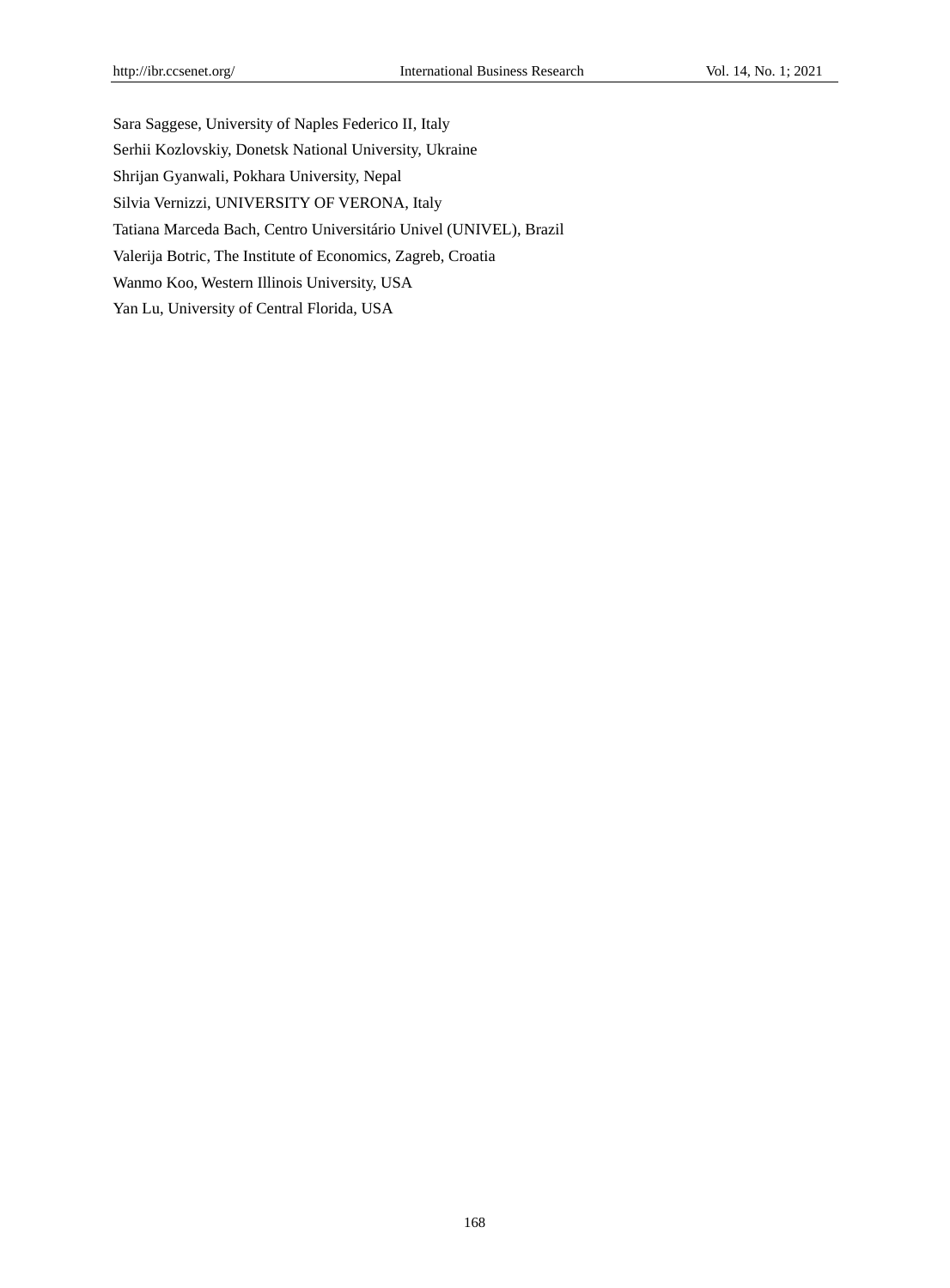Sara Saggese, University of Naples Federico II, Italy

Serhii Kozlovskiy, Donetsk National University, Ukraine

Shrijan Gyanwali, Pokhara University, Nepal

Silvia Vernizzi, UNIVERSITY OF VERONA, Italy

Tatiana Marceda Bach, Centro Universitário Univel (UNIVEL), Brazil

Valerija Botric, The Institute of Economics, Zagreb, Croatia

Wanmo Koo, Western Illinois University, USA

Yan Lu, University of Central Florida, USA